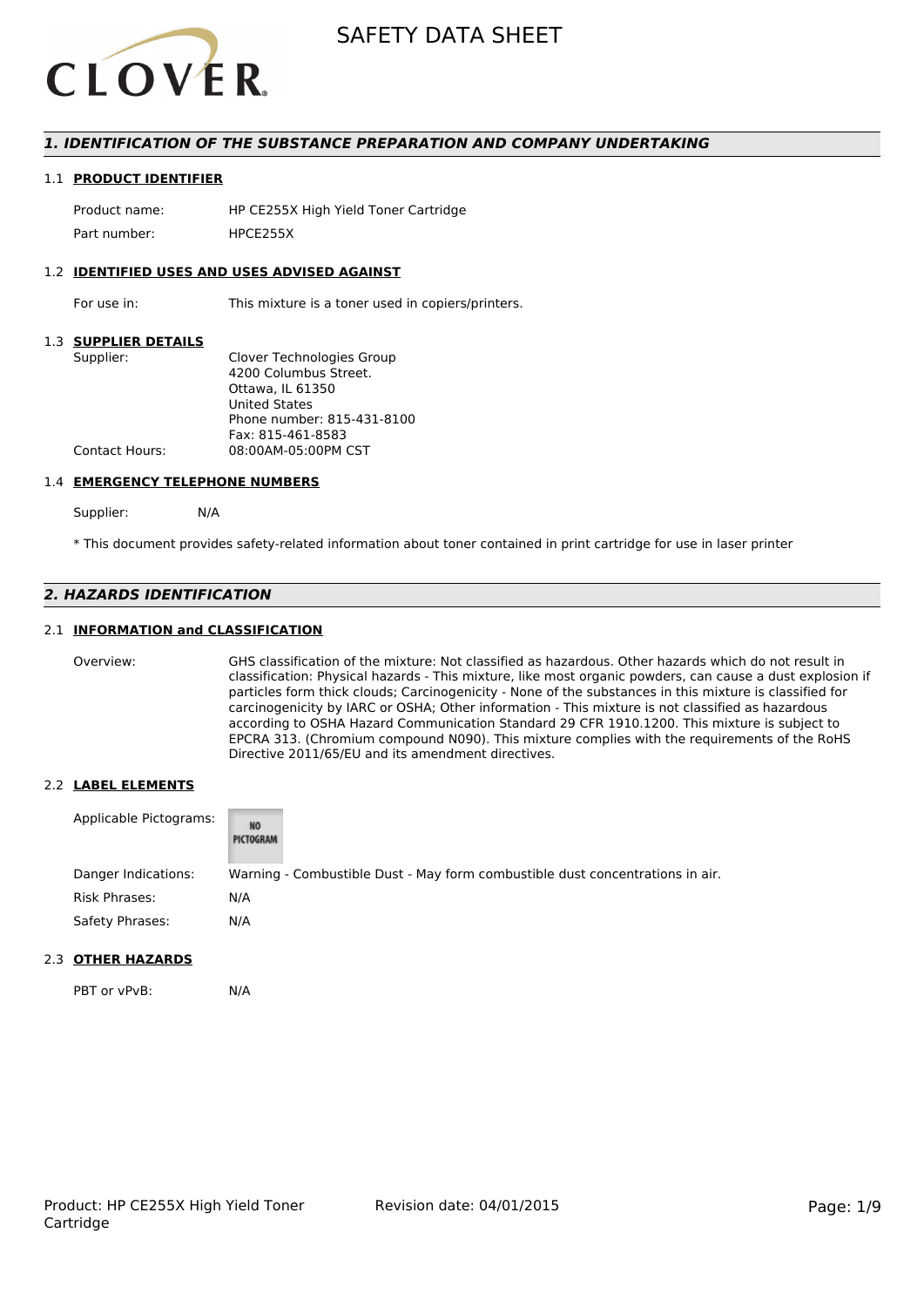# SAFETY DATA SHEET

## *1. IDENTIFICATION OF THE SUBSTANCE PREPARATION AND COMPANY UNDERTAKING*

### 1.1 PRODUCT IDENTIFIER

| | |
|---|---|
| Product name: | HP CE255X High Yield Toner Cartridge |
| Part number: | HPCE255X |

### 1.2 IDENTIFIED USES AND USES ADVISED AGAINST

| | |
|---|---|
| For use in: | This mixture is a toner used in copiers/printers. |

### 1.3 SUPPLIER DETAILS

| | |
|---|---|
| Supplier: | Clover Technologies Group<br>4200 Columbus Street.<br>Ottawa, IL 61350<br>United States<br>Phone number: 815-431-8100<br>Fax: 815-461-8583 |
| Contact Hours: | 08:00AM-05:00PM CST |

### 1.4 EMERGENCY TELEPHONE NUMBERS

| | |
|---|---|
| Supplier: | N/A |

* This document provides safety-related information about toner contained in print cartridge for use in laser printer

## *2. HAZARDS IDENTIFICATION*

### 2.1 INFORMATION and CLASSIFICATION

| | |
|---|---|
| Overview: | GHS classification of the mixture: Not classified as hazardous. Other hazards which do not result in classification: Physical hazards - This mixture, like most organic powders, can cause a dust explosion if particles form thick clouds; Carcinogenicity - None of the substances in this mixture is classified for carcinogenicity by IARC or OSHA; Other information - This mixture is not classified as hazardous according to OSHA Hazard Communication Standard 29 CFR 1910.1200. This mixture is subject to EPCRA 313. (Chromium compound N090). This mixture complies with the requirements of the RoHS Directive 2011/65/EU and its amendment directives. |

### 2.2 LABEL ELEMENTS

| | |
|---|---|
| Applicable Pictograms: | NO PICTOGRAM |
| Danger Indications: | Warning - Combustible Dust - May form combustible dust concentrations in air. |
| Risk Phrases: | N/A |
| Safety Phrases: | N/A |

### 2.3 OTHER HAZARDS

| | |
|---|---|
| PBT or vPvB: | N/A |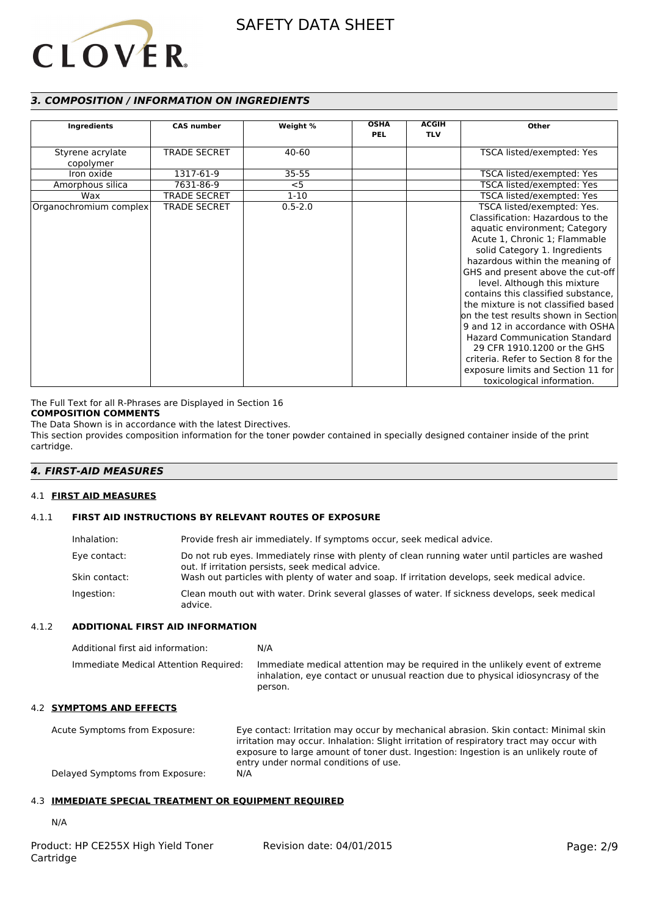## *3. COMPOSITION / INFORMATION ON INGREDIENTS*

| Ingredients | CAS number | Weight % | OSHA PEL | ACGIH TLV | Other |
|---|---|---|---|---|---|
| Styrene acrylate copolymer | TRADE SECRET | 40-60 | | | TSCA listed/exempted: Yes |
| Iron oxide | 1317-61-9 | 35-55 | | | TSCA listed/exempted: Yes |
| Amorphous silica | 7631-86-9 | <5 | | | TSCA listed/exempted: Yes |
| Wax | TRADE SECRET | 1-10 | | | TSCA listed/exempted: Yes |
| Organochromium complex | TRADE SECRET | 0.5-2.0 | | | TSCA listed/exempted: Yes. Classification: Hazardous to the aquatic environment; Category Acute 1, Chronic 1; Flammable solid Category 1. Ingredients hazardous within the meaning of GHS and present above the cut-off level. Although this mixture contains this classified substance, the mixture is not classified based on the test results shown in Section 9 and 12 in accordance with OSHA Hazard Communication Standard 29 CFR 1910.1200 or the GHS criteria. Refer to Section 8 for the exposure limits and Section 11 for toxicological information. |

The Full Text for all R-Phrases are Displayed in Section 16

**COMPOSITION COMMENTS**

The Data Shown is in accordance with the latest Directives.

This section provides composition information for the toner powder contained in specially designed container inside of the print cartridge.

## *4. FIRST-AID MEASURES*

### 4.1 FIRST AID MEASURES

#### 4.1.1 FIRST AID INSTRUCTIONS BY RELEVANT ROUTES OF EXPOSURE

Inhalation: Provide fresh air immediately. If symptoms occur, seek medical advice.

Eye contact: Do not rub eyes. Immediately rinse with plenty of clean running water until particles are washed out. If irritation persists, seek medical advice.

Skin contact: Wash out particles with plenty of water and soap. If irritation develops, seek medical advice.

Ingestion: Clean mouth out with water. Drink several glasses of water. If sickness develops, seek medical advice.

#### 4.1.2 ADDITIONAL FIRST AID INFORMATION

Additional first aid information: N/A

Immediate Medical Attention Required: Immediate medical attention may be required in the unlikely event of extreme inhalation, eye contact or unusual reaction due to physical idiosyncrasy of the person.

### 4.2 SYMPTOMS AND EFFECTS

Acute Symptoms from Exposure: Eye contact: Irritation may occur by mechanical abrasion. Skin contact: Minimal skin irritation may occur. Inhalation: Slight irritation of respiratory tract may occur with exposure to large amount of toner dust. Ingestion: Ingestion is an unlikely route of entry under normal conditions of use.

Delayed Symptoms from Exposure: N/A

### 4.3 IMMEDIATE SPECIAL TREATMENT OR EQUIPMENT REQUIRED

N/A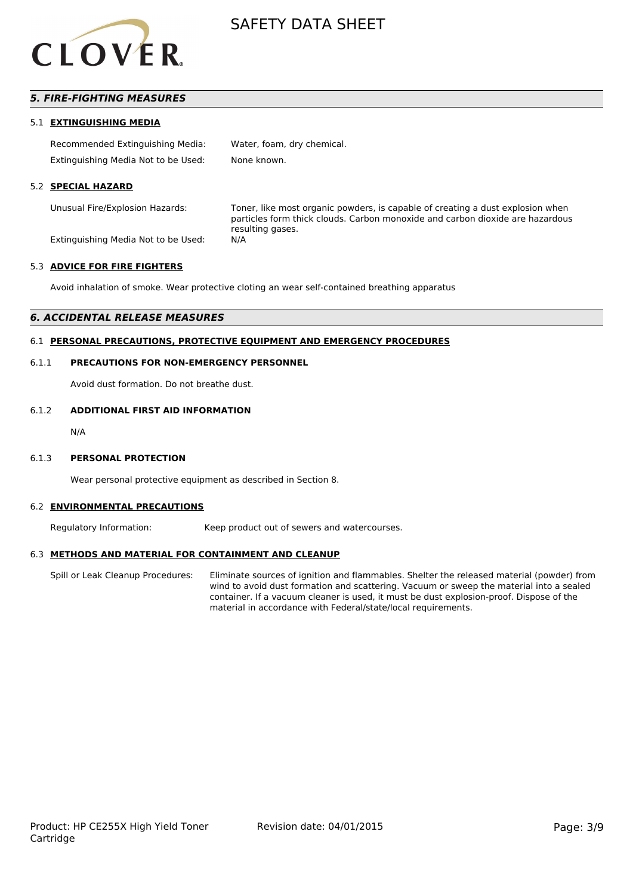## *5. FIRE-FIGHTING MEASURES*

### 5.1 EXTINGUISHING MEDIA

| | |
|---|---|
| Recommended Extinguishing Media: | Water, foam, dry chemical. |
| Extinguishing Media Not to be Used: | None known. |

### 5.2 SPECIAL HAZARD

| | |
|---|---|
| Unusual Fire/Explosion Hazards: | Toner, like most organic powders, is capable of creating a dust explosion when particles form thick clouds. Carbon monoxide and carbon dioxide are hazardous resulting gases. |
| Extinguishing Media Not to be Used: | N/A |

### 5.3 ADVICE FOR FIRE FIGHTERS

Avoid inhalation of smoke. Wear protective cloting an wear self-contained breathing apparatus

## *6. ACCIDENTAL RELEASE MEASURES*

### 6.1 PERSONAL PRECAUTIONS, PROTECTIVE EQUIPMENT AND EMERGENCY PROCEDURES

#### 6.1.1 PRECAUTIONS FOR NON-EMERGENCY PERSONNEL

Avoid dust formation. Do not breathe dust.

#### 6.1.2 ADDITIONAL FIRST AID INFORMATION

N/A

#### 6.1.3 PERSONAL PROTECTION

Wear personal protective equipment as described in Section 8.

### 6.2 ENVIRONMENTAL PRECAUTIONS

| | |
|---|---|
| Regulatory Information: | Keep product out of sewers and watercourses. |

### 6.3 METHODS AND MATERIAL FOR CONTAINMENT AND CLEANUP

| | |
|---|---|
| Spill or Leak Cleanup Procedures: | Eliminate sources of ignition and flammables. Shelter the released material (powder) from wind to avoid dust formation and scattering. Vacuum or sweep the material into a sealed container. If a vacuum cleaner is used, it must be dust explosion-proof. Dispose of the material in accordance with Federal/state/local requirements. |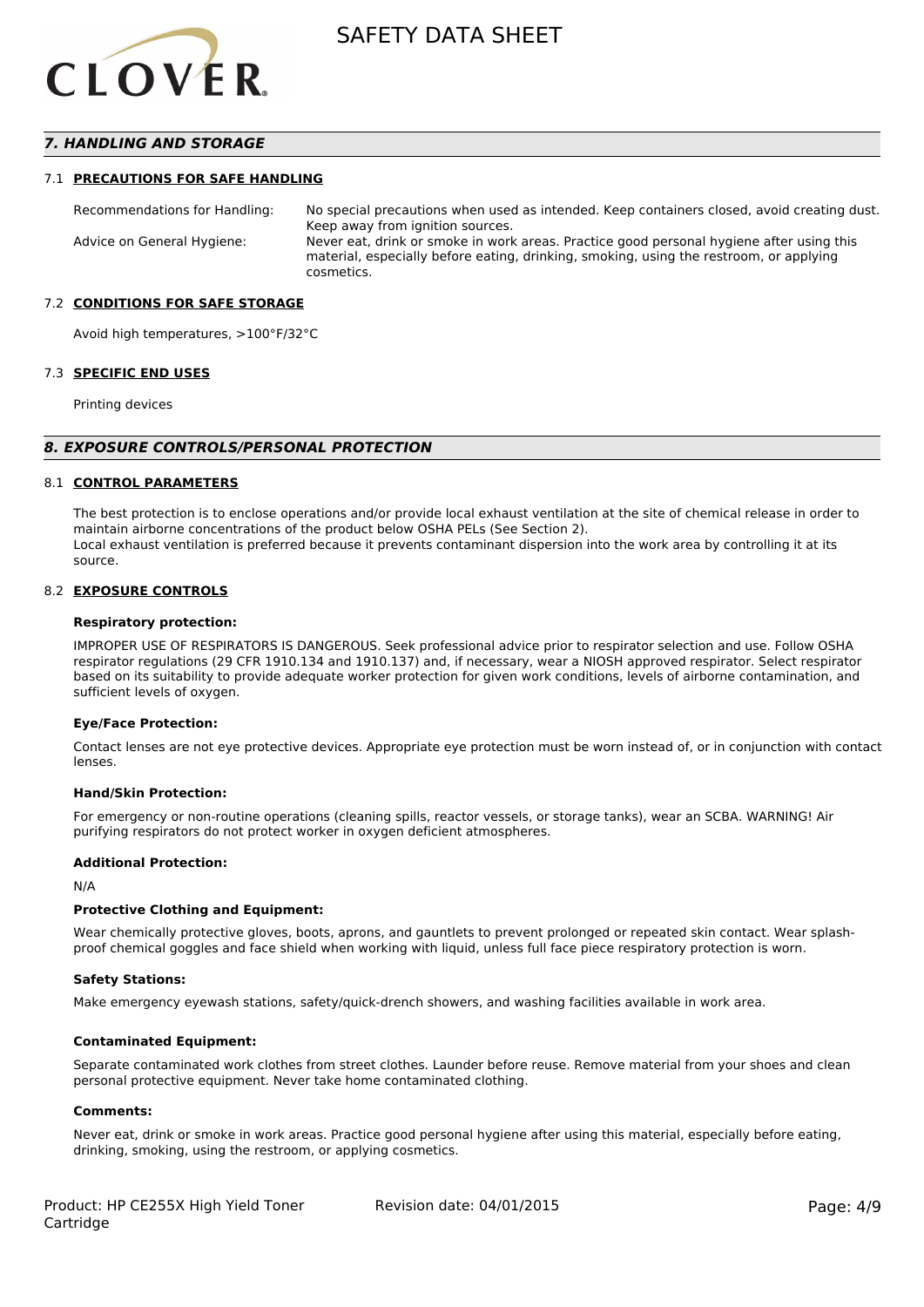## *7. HANDLING AND STORAGE*

### 7.1 PRECAUTIONS FOR SAFE HANDLING

Recommendations for Handling: No special precautions when used as intended. Keep containers closed, avoid creating dust. Keep away from ignition sources.

Advice on General Hygiene: Never eat, drink or smoke in work areas. Practice good personal hygiene after using this material, especially before eating, drinking, smoking, using the restroom, or applying cosmetics.

### 7.2 CONDITIONS FOR SAFE STORAGE

Avoid high temperatures, >100°F/32°C

### 7.3 SPECIFIC END USES

Printing devices

## *8. EXPOSURE CONTROLS/PERSONAL PROTECTION*

### 8.1 CONTROL PARAMETERS

The best protection is to enclose operations and/or provide local exhaust ventilation at the site of chemical release in order to maintain airborne concentrations of the product below OSHA PELs (See Section 2).
Local exhaust ventilation is preferred because it prevents contaminant dispersion into the work area by controlling it at its source.

### 8.2 EXPOSURE CONTROLS

**Respiratory protection:**

IMPROPER USE OF RESPIRATORS IS DANGEROUS. Seek professional advice prior to respirator selection and use. Follow OSHA respirator regulations (29 CFR 1910.134 and 1910.137) and, if necessary, wear a NIOSH approved respirator. Select respirator based on its suitability to provide adequate worker protection for given work conditions, levels of airborne contamination, and sufficient levels of oxygen.

**Eye/Face Protection:**

Contact lenses are not eye protective devices. Appropriate eye protection must be worn instead of, or in conjunction with contact lenses.

**Hand/Skin Protection:**

For emergency or non-routine operations (cleaning spills, reactor vessels, or storage tanks), wear an SCBA. WARNING! Air purifying respirators do not protect worker in oxygen deficient atmospheres.

**Additional Protection:**

N/A

**Protective Clothing and Equipment:**

Wear chemically protective gloves, boots, aprons, and gauntlets to prevent prolonged or repeated skin contact. Wear splash-proof chemical goggles and face shield when working with liquid, unless full face piece respiratory protection is worn.

**Safety Stations:**

Make emergency eyewash stations, safety/quick-drench showers, and washing facilities available in work area.

**Contaminated Equipment:**

Separate contaminated work clothes from street clothes. Launder before reuse. Remove material from your shoes and clean personal protective equipment. Never take home contaminated clothing.

**Comments:**

Never eat, drink or smoke in work areas. Practice good personal hygiene after using this material, especially before eating, drinking, smoking, using the restroom, or applying cosmetics.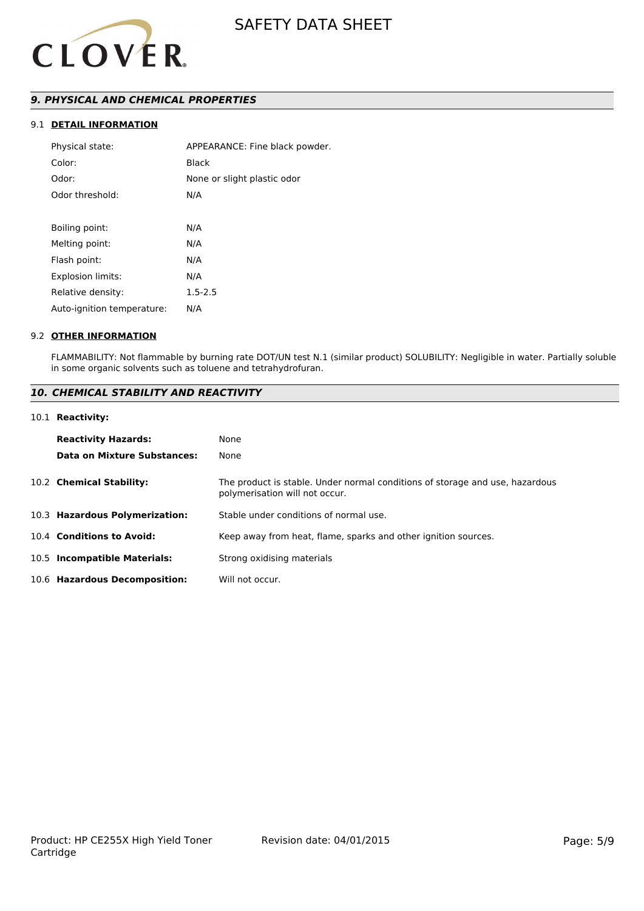## *9. PHYSICAL AND CHEMICAL PROPERTIES*

### 9.1 DETAIL INFORMATION

| | |
|---|---|
| Physical state: | APPEARANCE: Fine black powder. |
| Color: | Black |
| Odor: | None or slight plastic odor |
| Odor threshold: | N/A |
| Boiling point: | N/A |
| Melting point: | N/A |
| Flash point: | N/A |
| Explosion limits: | N/A |
| Relative density: | 1.5-2.5 |
| Auto-ignition temperature: | N/A |

### 9.2 OTHER INFORMATION

FLAMMABILITY: Not flammable by burning rate DOT/UN test N.1 (similar product) SOLUBILITY: Negligible in water. Partially soluble in some organic solvents such as toluene and tetrahydrofuran.

## *10. CHEMICAL STABILITY AND REACTIVITY*

### 10.1 Reactivity:

| | |
|---|---|
| **Reactivity Hazards:** | None |
| **Data on Mixture Substances:** | None |

**10.2 Chemical Stability:** The product is stable. Under normal conditions of storage and use, hazardous polymerisation will not occur.

**10.3 Hazardous Polymerization:** Stable under conditions of normal use.

**10.4 Conditions to Avoid:** Keep away from heat, flame, sparks and other ignition sources.

**10.5 Incompatible Materials:** Strong oxidising materials

**10.6 Hazardous Decomposition:** Will not occur.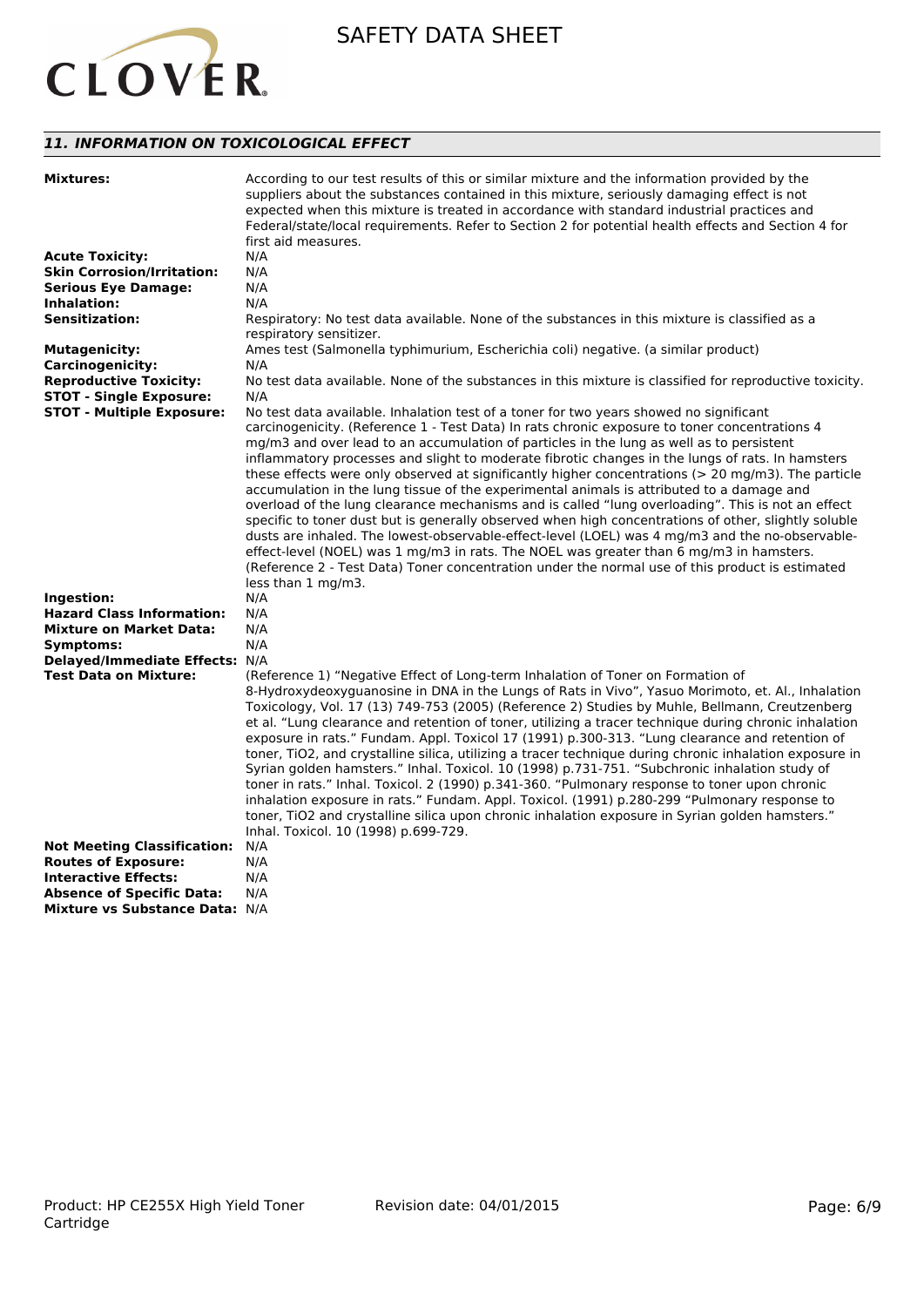## *11. INFORMATION ON TOXICOLOGICAL EFFECT*

**Mixtures:** According to our test results of this or similar mixture and the information provided by the suppliers about the substances contained in this mixture, seriously damaging effect is not expected when this mixture is treated in accordance with standard industrial practices and Federal/state/local requirements. Refer to Section 2 for potential health effects and Section 4 for first aid measures.

**Acute Toxicity:** N/A

**Skin Corrosion/Irritation:** N/A

**Serious Eye Damage:** N/A

**Inhalation:** N/A

**Sensitization:** Respiratory: No test data available. None of the substances in this mixture is classified as a respiratory sensitizer.

**Mutagenicity:** Ames test (Salmonella typhimurium, Escherichia coli) negative. (a similar product)

**Carcinogenicity:** N/A

**Reproductive Toxicity:** No test data available. None of the substances in this mixture is classified for reproductive toxicity.

**STOT - Single Exposure:** N/A

**STOT - Multiple Exposure:** No test data available. Inhalation test of a toner for two years showed no significant carcinogenicity. (Reference 1 - Test Data) In rats chronic exposure to toner concentrations 4 mg/m3 and over lead to an accumulation of particles in the lung as well as to persistent inflammatory processes and slight to moderate fibrotic changes in the lungs of rats. In hamsters these effects were only observed at significantly higher concentrations (> 20 mg/m3). The particle accumulation in the lung tissue of the experimental animals is attributed to a damage and overload of the lung clearance mechanisms and is called “lung overloading”. This is not an effect specific to toner dust but is generally observed when high concentrations of other, slightly soluble dusts are inhaled. The lowest-observable-effect-level (LOEL) was 4 mg/m3 and the no-observable-effect-level (NOEL) was 1 mg/m3 in rats. The NOEL was greater than 6 mg/m3 in hamsters. (Reference 2 - Test Data) Toner concentration under the normal use of this product is estimated less than 1 mg/m3.

**Ingestion:** N/A

**Hazard Class Information:** N/A

**Mixture on Market Data:** N/A

**Symptoms:** N/A

**Delayed/Immediate Effects:** N/A

**Test Data on Mixture:** (Reference 1) “Negative Effect of Long-term Inhalation of Toner on Formation of 8-Hydroxydeoxyguanosine in DNA in the Lungs of Rats in Vivo”, Yasuo Morimoto, et. Al., Inhalation Toxicology, Vol. 17 (13) 749-753 (2005) (Reference 2) Studies by Muhle, Bellmann, Creutzenberg et al. “Lung clearance and retention of toner, utilizing a tracer technique during chronic inhalation exposure in rats.” Fundam. Appl. Toxicol 17 (1991) p.300-313. “Lung clearance and retention of toner, TiO2, and crystalline silica, utilizing a tracer technique during chronic inhalation exposure in Syrian golden hamsters.” Inhal. Toxicol. 10 (1998) p.731-751. “Subchronic inhalation study of toner in rats.” Inhal. Toxicol. 2 (1990) p.341-360. “Pulmonary response to toner upon chronic inhalation exposure in rats.” Fundam. Appl. Toxicol. (1991) p.280-299 “Pulmonary response to toner, TiO2 and crystalline silica upon chronic inhalation exposure in Syrian golden hamsters.” Inhal. Toxicol. 10 (1998) p.699-729.

**Not Meeting Classification:** N/A

**Routes of Exposure:** N/A

**Interactive Effects:** N/A

**Absence of Specific Data:** N/A

**Mixture vs Substance Data:** N/A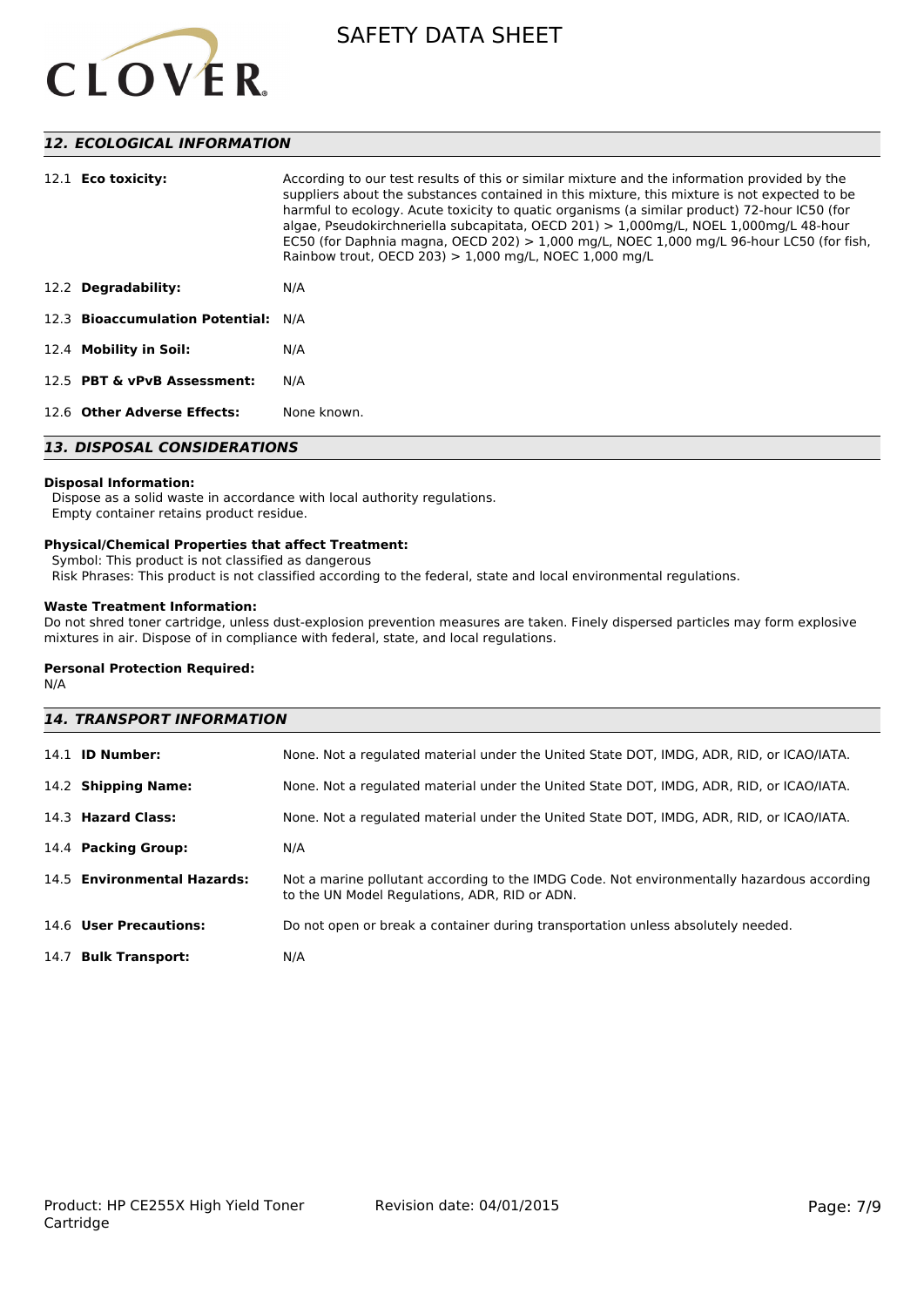## 12. ECOLOGICAL INFORMATION

| | |
|---|---|
| 12.1 **Eco toxicity:** | According to our test results of this or similar mixture and the information provided by the suppliers about the substances contained in this mixture, this mixture is not expected to be harmful to ecology. Acute toxicity to quatic organisms (a similar product) 72-hour IC50 (for algae, Pseudokirchneriella subcapitata, OECD 201) > 1,000mg/L, NOEL 1,000mg/L 48-hour EC50 (for Daphnia magna, OECD 202) > 1,000 mg/L, NOEC 1,000 mg/L 96-hour LC50 (for fish, Rainbow trout, OECD 203) > 1,000 mg/L, NOEC 1,000 mg/L |
| 12.2 **Degradability:** | N/A |
| 12.3 **Bioaccumulation Potential:** | N/A |
| 12.4 **Mobility in Soil:** | N/A |
| 12.5 **PBT & vPvB Assessment:** | N/A |
| 12.6 **Other Adverse Effects:** | None known. |

## 13. DISPOSAL CONSIDERATIONS

**Disposal Information:**
Dispose as a solid waste in accordance with local authority regulations.
Empty container retains product residue.

**Physical/Chemical Properties that affect Treatment:**
Symbol: This product is not classified as dangerous
Risk Phrases: This product is not classified according to the federal, state and local environmental regulations.

**Waste Treatment Information:**
Do not shred toner cartridge, unless dust-explosion prevention measures are taken. Finely dispersed particles may form explosive mixtures in air. Dispose of in compliance with federal, state, and local regulations.

**Personal Protection Required:**
N/A

## 14. TRANSPORT INFORMATION

| | |
|---|---|
| 14.1 **ID Number:** | None. Not a regulated material under the United State DOT, IMDG, ADR, RID, or ICAO/IATA. |
| 14.2 **Shipping Name:** | None. Not a regulated material under the United State DOT, IMDG, ADR, RID, or ICAO/IATA. |
| 14.3 **Hazard Class:** | None. Not a regulated material under the United State DOT, IMDG, ADR, RID, or ICAO/IATA. |
| 14.4 **Packing Group:** | N/A |
| 14.5 **Environmental Hazards:** | Not a marine pollutant according to the IMDG Code. Not environmentally hazardous according to the UN Model Regulations, ADR, RID or ADN. |
| 14.6 **User Precautions:** | Do not open or break a container during transportation unless absolutely needed. |
| 14.7 **Bulk Transport:** | N/A |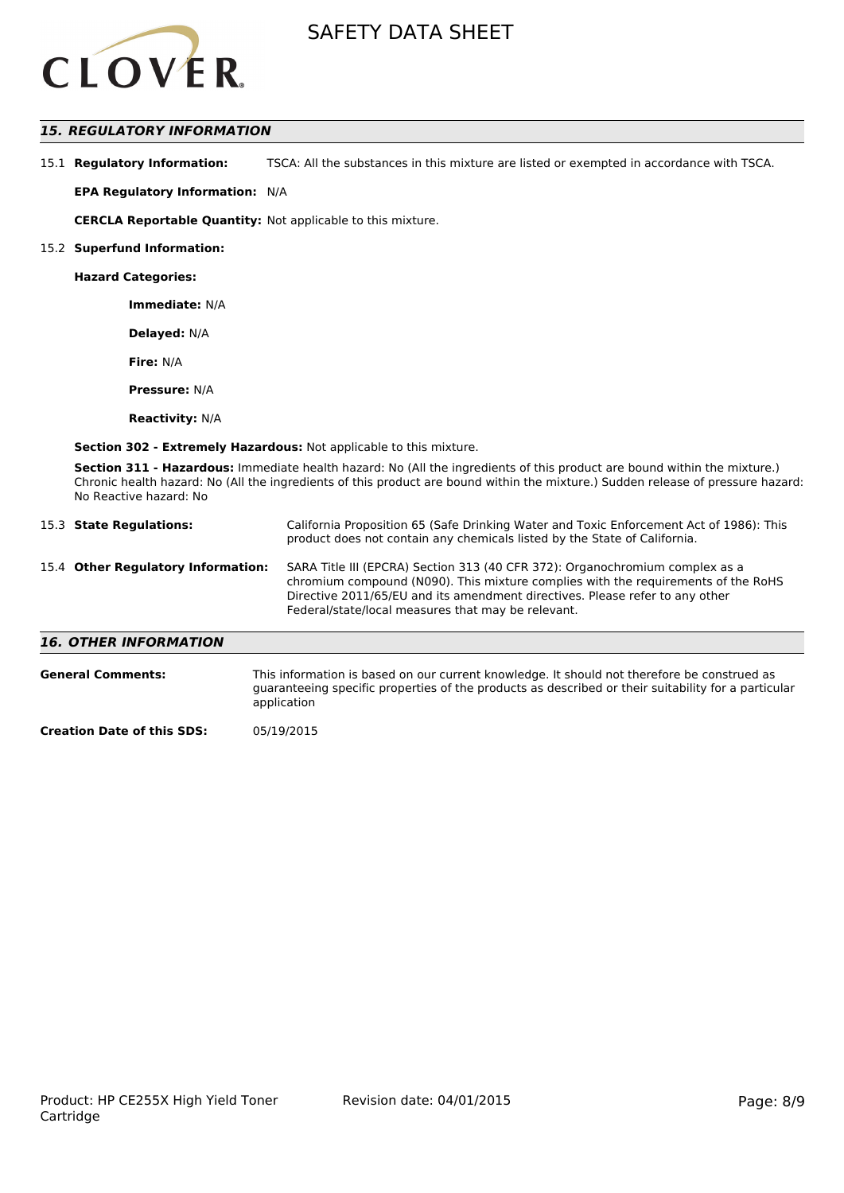## *15. REGULATORY INFORMATION*

15.1 **Regulatory Information:** TSCA: All the substances in this mixture are listed or exempted in accordance with TSCA.

**EPA Regulatory Information:** N/A

**CERCLA Reportable Quantity:** Not applicable to this mixture.

15.2 **Superfund Information:**

**Hazard Categories:**

**Immediate:** N/A

**Delayed:** N/A

**Fire:** N/A

**Pressure:** N/A

**Reactivity:** N/A

**Section 302 - Extremely Hazardous:** Not applicable to this mixture.

**Section 311 - Hazardous:** Immediate health hazard: No (All the ingredients of this product are bound within the mixture.) Chronic health hazard: No (All the ingredients of this product are bound within the mixture.) Sudden release of pressure hazard: No Reactive hazard: No

15.3 **State Regulations:** California Proposition 65 (Safe Drinking Water and Toxic Enforcement Act of 1986): This product does not contain any chemicals listed by the State of California.

15.4 **Other Regulatory Information:** SARA Title III (EPCRA) Section 313 (40 CFR 372): Organochromium complex as a chromium compound (N090). This mixture complies with the requirements of the RoHS Directive 2011/65/EU and its amendment directives. Please refer to any other Federal/state/local measures that may be relevant.

## *16. OTHER INFORMATION*

**General Comments:** This information is based on our current knowledge. It should not therefore be construed as guaranteeing specific properties of the products as described or their suitability for a particular application

**Creation Date of this SDS:** 05/19/2015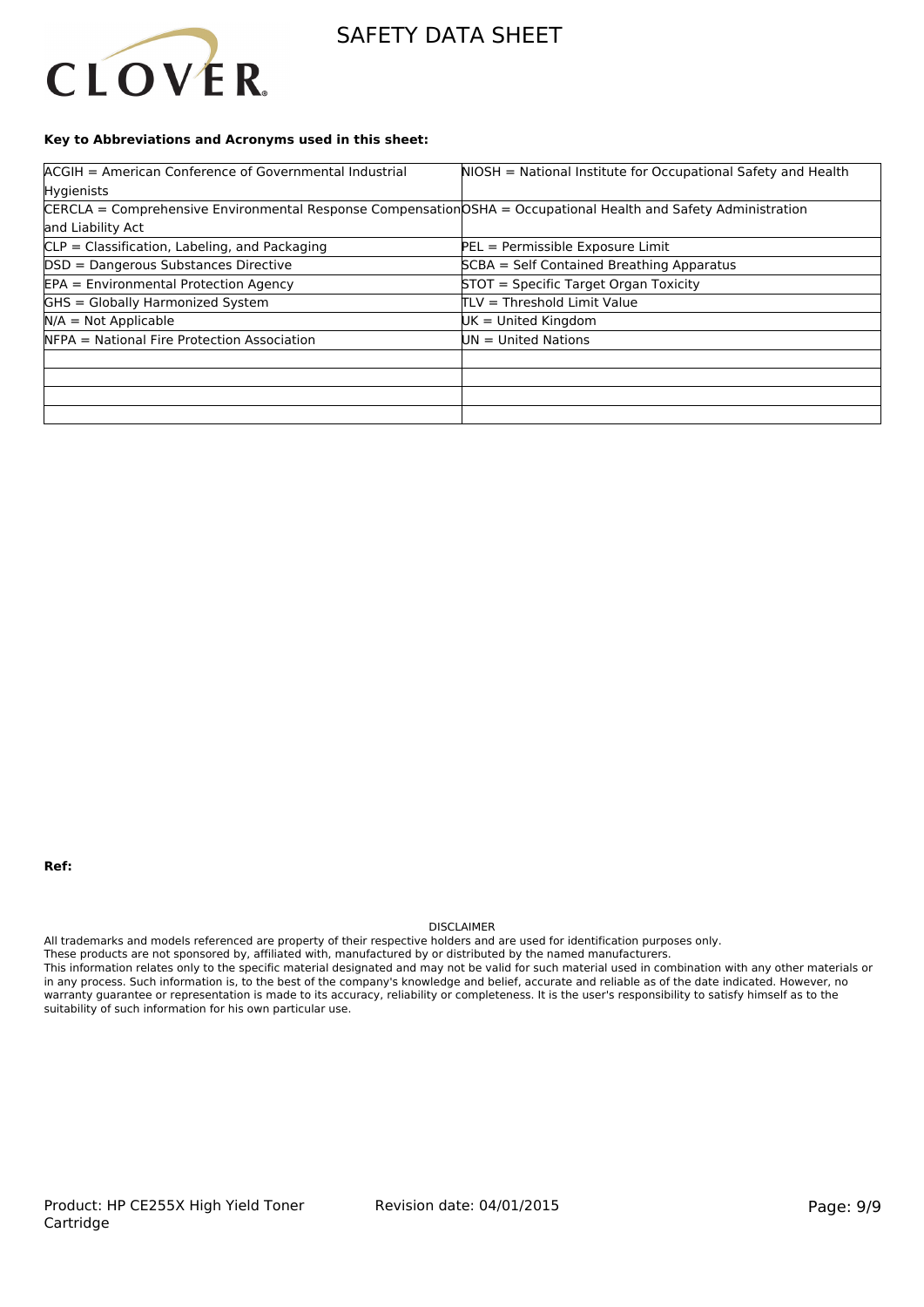**Key to Abbreviations and Acronyms used in this sheet:**

| | |
|---|---|
| ACGIH = American Conference of Governmental Industrial Hygienists | NIOSH = National Institute for Occupational Safety and Health |
| CERCLA = Comprehensive Environmental Response Compensation and Liability Act | OSHA = Occupational Health and Safety Administration |
| CLP = Classification, Labeling, and Packaging | PEL = Permissible Exposure Limit |
| DSD = Dangerous Substances Directive | SCBA = Self Contained Breathing Apparatus |
| EPA = Environmental Protection Agency | STOT = Specific Target Organ Toxicity |
| GHS = Globally Harmonized System | TLV = Threshold Limit Value |
| N/A = Not Applicable | UK = United Kingdom |
| NFPA = National Fire Protection Association | UN = United Nations |
| | |
| | |
| | |
| | |

**Ref:**

DISCLAIMER

All trademarks and models referenced are property of their respective holders and are used for identification purposes only.
These products are not sponsored by, affiliated with, manufactured by or distributed by the named manufacturers.
This information relates only to the specific material designated and may not be valid for such material used in combination with any other materials or in any process. Such information is, to the best of the company's knowledge and belief, accurate and reliable as of the date indicated. However, no warranty guarantee or representation is made to its accuracy, reliability or completeness. It is the user's responsibility to satisfy himself as to the suitability of such information for his own particular use.